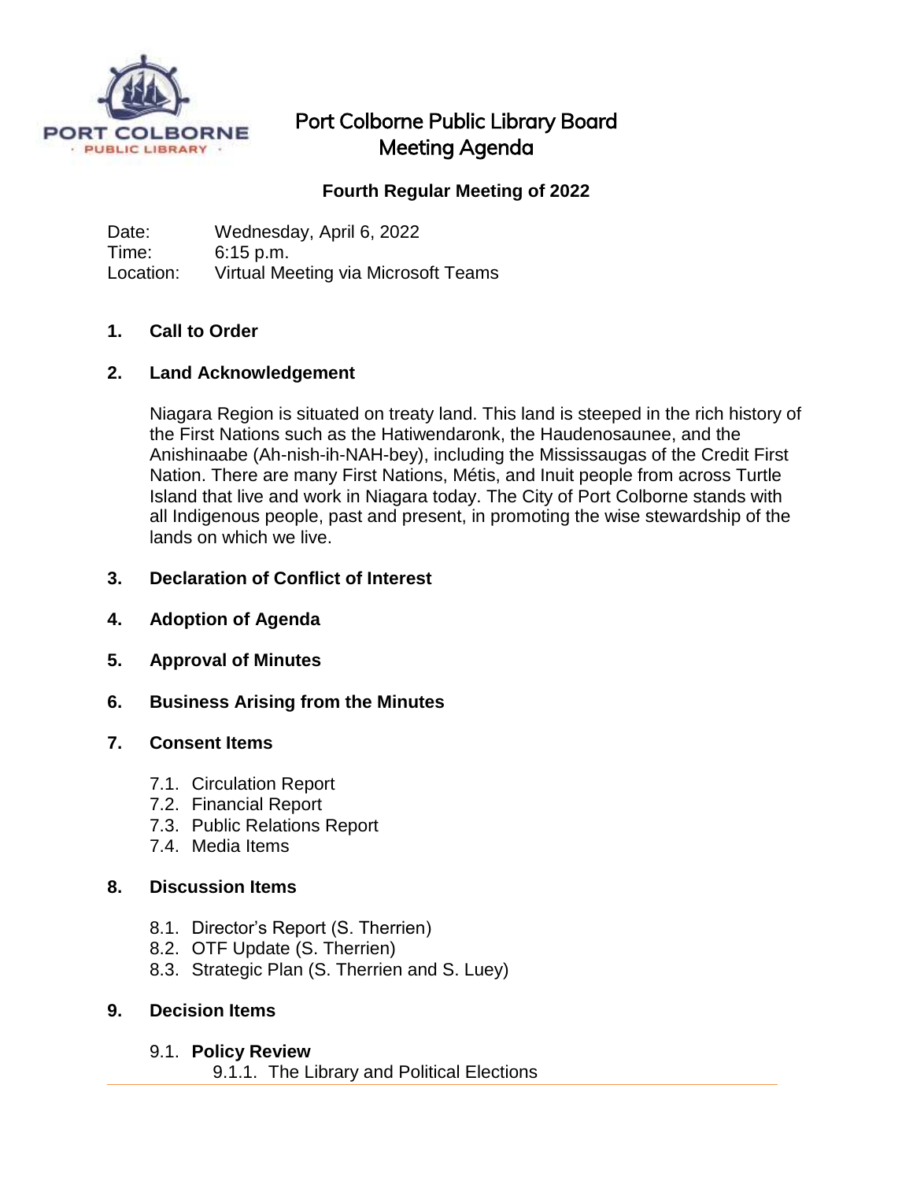# Port Colborne Public Library Board Meeting Agenda

## Fourth Regular Meeting of 2022

Date: Wednesday, April 6, 2022
Time: 6:15 p.m.
Location: Virtual Meeting via Microsoft Teams

**1. Call to Order**

**2. Land Acknowledgement**

Niagara Region is situated on treaty land. This land is steeped in the rich history of the First Nations such as the Hatiwendaronk, the Haudenosaunee, and the Anishinaabe (Ah-nish-ih-NAH-bey), including the Mississaugas of the Credit First Nation. There are many First Nations, Métis, and Inuit people from across Turtle Island that live and work in Niagara today. The City of Port Colborne stands with all Indigenous people, past and present, in promoting the wise stewardship of the lands on which we live.

**3. Declaration of Conflict of Interest**

**4. Adoption of Agenda**

**5. Approval of Minutes**

**6. Business Arising from the Minutes**

**7. Consent Items**

- 7.1. Circulation Report
- 7.2. Financial Report
- 7.3. Public Relations Report
- 7.4. Media Items

**8. Discussion Items**

- 8.1. Director's Report (S. Therrien)
- 8.2. OTF Update (S. Therrien)
- 8.3. Strategic Plan (S. Therrien and S. Luey)

**9. Decision Items**

- 9.1. **Policy Review**
  - 9.1.1. The Library and Political Elections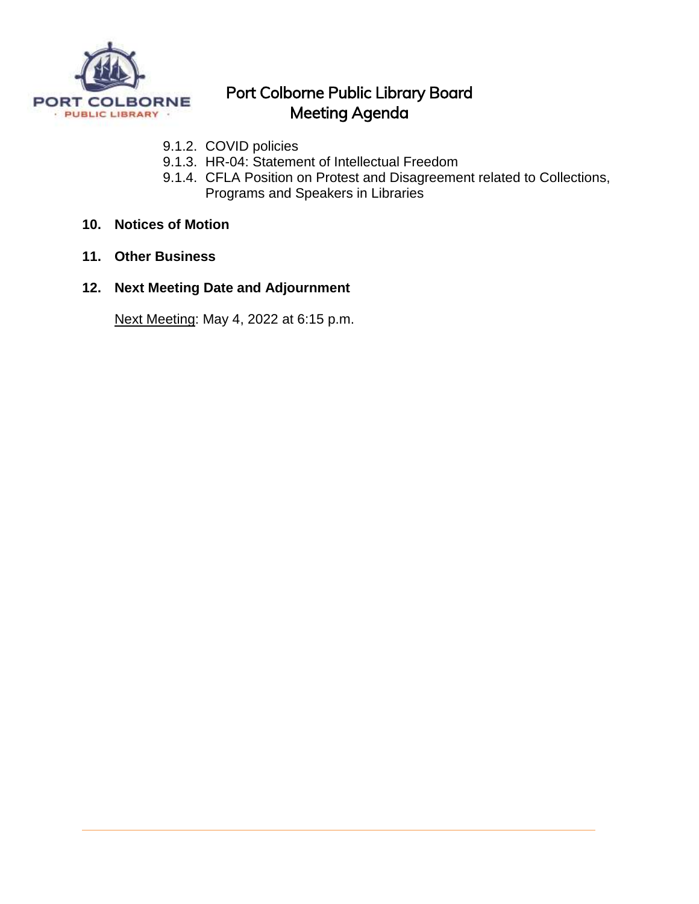- 9.1.2. COVID policies
- 9.1.3. HR-04: Statement of Intellectual Freedom
- 9.1.4. CFLA Position on Protest and Disagreement related to Collections, Programs and Speakers in Libraries

**10. Notices of Motion**

**11. Other Business**

**12. Next Meeting Date and Adjournment**

Next Meeting: May 4, 2022 at 6:15 p.m.